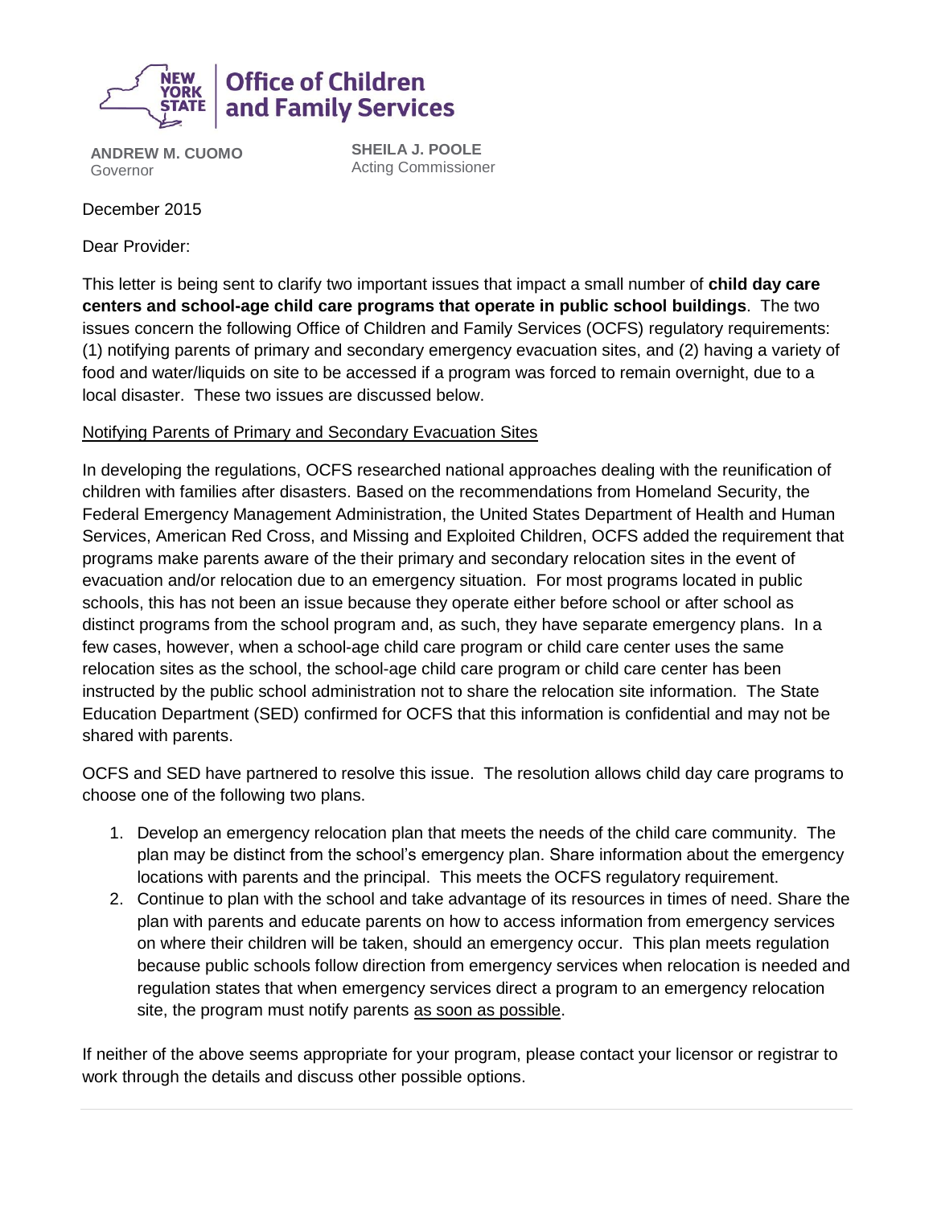**Office of Children and Family Services**

**ANDREW M. CUOMO**
Governor

**SHEILA J. POOLE**
Acting Commissioner

December 2015

Dear Provider:

This letter is being sent to clarify two important issues that impact a small number of **child day care centers and school-age child care programs that operate in public school buildings**. The two issues concern the following Office of Children and Family Services (OCFS) regulatory requirements: (1) notifying parents of primary and secondary emergency evacuation sites, and (2) having a variety of food and water/liquids on site to be accessed if a program was forced to remain overnight, due to a local disaster. These two issues are discussed below.

<u>Notifying Parents of Primary and Secondary Evacuation Sites</u>

In developing the regulations, OCFS researched national approaches dealing with the reunification of children with families after disasters. Based on the recommendations from Homeland Security, the Federal Emergency Management Administration, the United States Department of Health and Human Services, American Red Cross, and Missing and Exploited Children, OCFS added the requirement that programs make parents aware of the their primary and secondary relocation sites in the event of evacuation and/or relocation due to an emergency situation. For most programs located in public schools, this has not been an issue because they operate either before school or after school as distinct programs from the school program and, as such, they have separate emergency plans. In a few cases, however, when a school-age child care program or child care center uses the same relocation sites as the school, the school-age child care program or child care center has been instructed by the public school administration not to share the relocation site information. The State Education Department (SED) confirmed for OCFS that this information is confidential and may not be shared with parents.

OCFS and SED have partnered to resolve this issue. The resolution allows child day care programs to choose one of the following two plans.

1. Develop an emergency relocation plan that meets the needs of the child care community. The plan may be distinct from the school's emergency plan. Share information about the emergency locations with parents and the principal. This meets the OCFS regulatory requirement.
2. Continue to plan with the school and take advantage of its resources in times of need. Share the plan with parents and educate parents on how to access information from emergency services on where their children will be taken, should an emergency occur. This plan meets regulation because public schools follow direction from emergency services when relocation is needed and regulation states that when emergency services direct a program to an emergency relocation site, the program must notify parents <u>as soon as possible</u>.

If neither of the above seems appropriate for your program, please contact your licensor or registrar to work through the details and discuss other possible options.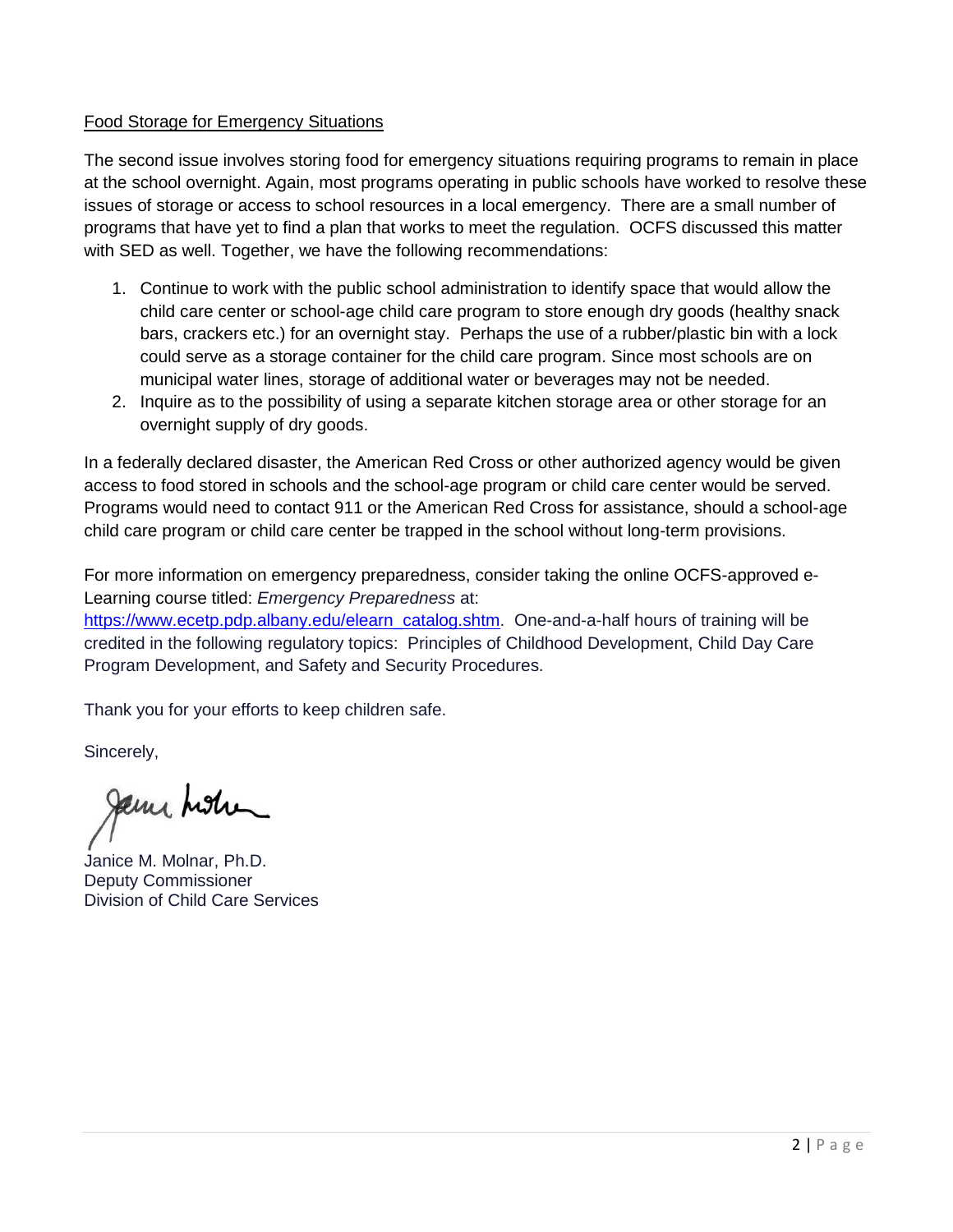Food Storage for Emergency Situations

The second issue involves storing food for emergency situations requiring programs to remain in place at the school overnight. Again, most programs operating in public schools have worked to resolve these issues of storage or access to school resources in a local emergency. There are a small number of programs that have yet to find a plan that works to meet the regulation. OCFS discussed this matter with SED as well. Together, we have the following recommendations:

1. Continue to work with the public school administration to identify space that would allow the child care center or school-age child care program to store enough dry goods (healthy snack bars, crackers etc.) for an overnight stay. Perhaps the use of a rubber/plastic bin with a lock could serve as a storage container for the child care program. Since most schools are on municipal water lines, storage of additional water or beverages may not be needed.
2. Inquire as to the possibility of using a separate kitchen storage area or other storage for an overnight supply of dry goods.

In a federally declared disaster, the American Red Cross or other authorized agency would be given access to food stored in schools and the school-age program or child care center would be served. Programs would need to contact 911 or the American Red Cross for assistance, should a school-age child care program or child care center be trapped in the school without long-term provisions.

For more information on emergency preparedness, consider taking the online OCFS-approved e-Learning course titled: *Emergency Preparedness* at: https://www.ecetp.pdp.albany.edu/elearn_catalog.shtm. One-and-a-half hours of training will be credited in the following regulatory topics: Principles of Childhood Development, Child Day Care Program Development, and Safety and Security Procedures.

Thank you for your efforts to keep children safe.

Sincerely,

Janice M. Molnar, Ph.D.
Deputy Commissioner
Division of Child Care Services